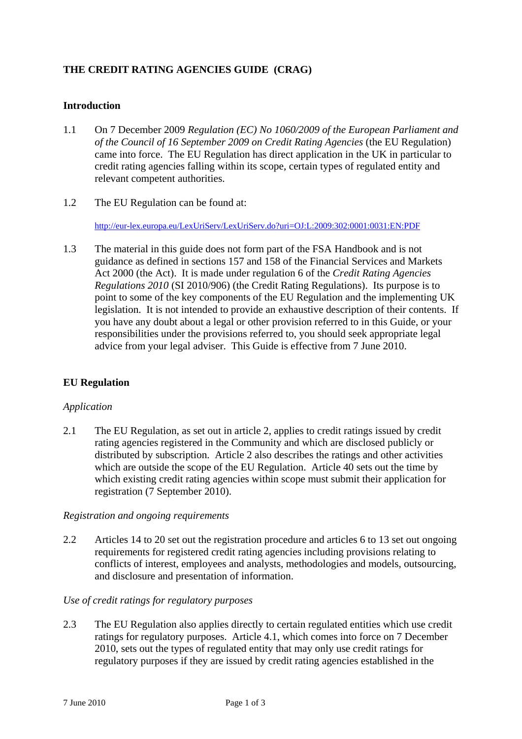# THE CREDIT RATING AGENCIES GUIDE (CRAG)

## Introduction

1.1 On 7 December 2009 *Regulation (EC) No 1060/2009 of the European Parliament and of the Council of 16 September 2009 on Credit Rating Agencies* (the EU Regulation) came into force. The EU Regulation has direct application in the UK in particular to credit rating agencies falling within its scope, certain types of regulated entity and relevant competent authorities.

1.2 The EU Regulation can be found at:

http://eur-lex.europa.eu/LexUriServ/LexUriServ.do?uri=OJ:L:2009:302:0001:0031:EN:PDF

1.3 The material in this guide does not form part of the FSA Handbook and is not guidance as defined in sections 157 and 158 of the Financial Services and Markets Act 2000 (the Act). It is made under regulation 6 of the *Credit Rating Agencies Regulations 2010* (SI 2010/906) (the Credit Rating Regulations). Its purpose is to point to some of the key components of the EU Regulation and the implementing UK legislation. It is not intended to provide an exhaustive description of their contents. If you have any doubt about a legal or other provision referred to in this Guide, or your responsibilities under the provisions referred to, you should seek appropriate legal advice from your legal adviser. This Guide is effective from 7 June 2010.

## EU Regulation

### *Application*

2.1 The EU Regulation, as set out in article 2, applies to credit ratings issued by credit rating agencies registered in the Community and which are disclosed publicly or distributed by subscription. Article 2 also describes the ratings and other activities which are outside the scope of the EU Regulation. Article 40 sets out the time by which existing credit rating agencies within scope must submit their application for registration (7 September 2010).

### *Registration and ongoing requirements*

2.2 Articles 14 to 20 set out the registration procedure and articles 6 to 13 set out ongoing requirements for registered credit rating agencies including provisions relating to conflicts of interest, employees and analysts, methodologies and models, outsourcing, and disclosure and presentation of information.

### *Use of credit ratings for regulatory purposes*

2.3 The EU Regulation also applies directly to certain regulated entities which use credit ratings for regulatory purposes. Article 4.1, which comes into force on 7 December 2010, sets out the types of regulated entity that may only use credit ratings for regulatory purposes if they are issued by credit rating agencies established in the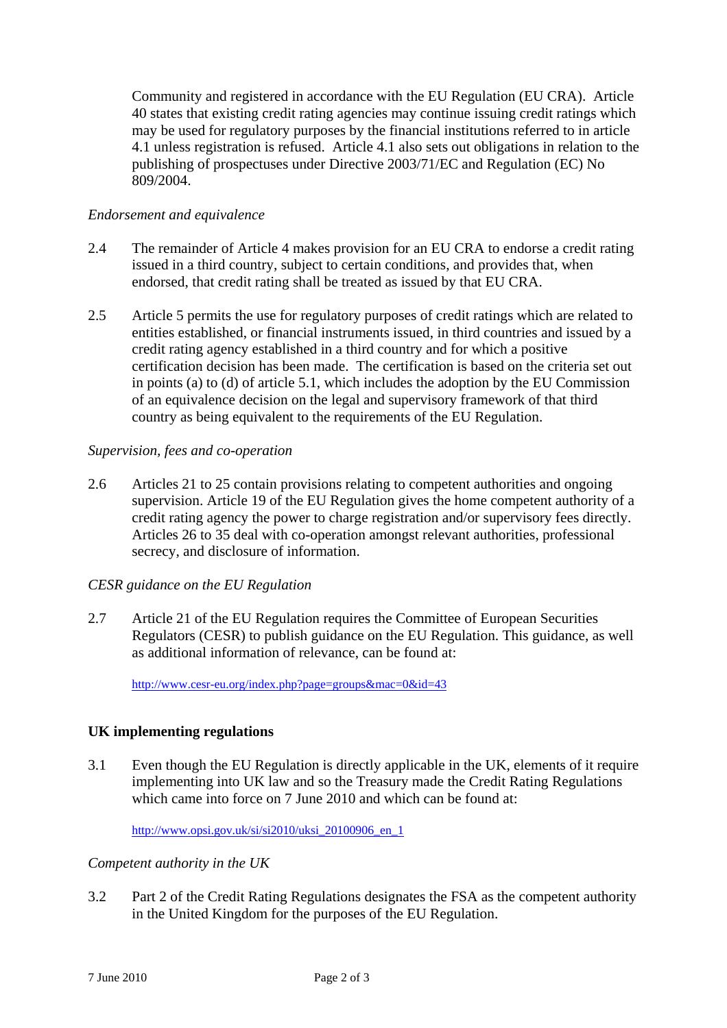Community and registered in accordance with the EU Regulation (EU CRA). Article 40 states that existing credit rating agencies may continue issuing credit ratings which may be used for regulatory purposes by the financial institutions referred to in article 4.1 unless registration is refused. Article 4.1 also sets out obligations in relation to the publishing of prospectuses under Directive 2003/71/EC and Regulation (EC) No 809/2004.

*Endorsement and equivalence*

2.4 The remainder of Article 4 makes provision for an EU CRA to endorse a credit rating issued in a third country, subject to certain conditions, and provides that, when endorsed, that credit rating shall be treated as issued by that EU CRA.

2.5 Article 5 permits the use for regulatory purposes of credit ratings which are related to entities established, or financial instruments issued, in third countries and issued by a credit rating agency established in a third country and for which a positive certification decision has been made. The certification is based on the criteria set out in points (a) to (d) of article 5.1, which includes the adoption by the EU Commission of an equivalence decision on the legal and supervisory framework of that third country as being equivalent to the requirements of the EU Regulation.

*Supervision, fees and co-operation*

2.6 Articles 21 to 25 contain provisions relating to competent authorities and ongoing supervision. Article 19 of the EU Regulation gives the home competent authority of a credit rating agency the power to charge registration and/or supervisory fees directly. Articles 26 to 35 deal with co-operation amongst relevant authorities, professional secrecy, and disclosure of information.

*CESR guidance on the EU Regulation*

2.7 Article 21 of the EU Regulation requires the Committee of European Securities Regulators (CESR) to publish guidance on the EU Regulation. This guidance, as well as additional information of relevance, can be found at:

http://www.cesr-eu.org/index.php?page=groups&mac=0&id=43

**UK implementing regulations**

3.1 Even though the EU Regulation is directly applicable in the UK, elements of it require implementing into UK law and so the Treasury made the Credit Rating Regulations which came into force on 7 June 2010 and which can be found at:

http://www.opsi.gov.uk/si/si2010/uksi_20100906_en_1

*Competent authority in the UK*

3.2 Part 2 of the Credit Rating Regulations designates the FSA as the competent authority in the United Kingdom for the purposes of the EU Regulation.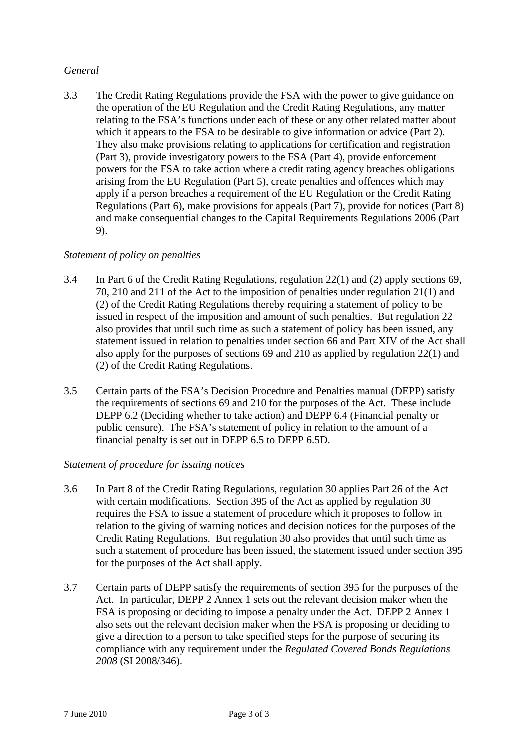*General*

3.3 The Credit Rating Regulations provide the FSA with the power to give guidance on the operation of the EU Regulation and the Credit Rating Regulations, any matter relating to the FSA's functions under each of these or any other related matter about which it appears to the FSA to be desirable to give information or advice (Part 2). They also make provisions relating to applications for certification and registration (Part 3), provide investigatory powers to the FSA (Part 4), provide enforcement powers for the FSA to take action where a credit rating agency breaches obligations arising from the EU Regulation (Part 5), create penalties and offences which may apply if a person breaches a requirement of the EU Regulation or the Credit Rating Regulations (Part 6), make provisions for appeals (Part 7), provide for notices (Part 8) and make consequential changes to the Capital Requirements Regulations 2006 (Part 9).

*Statement of policy on penalties*

3.4 In Part 6 of the Credit Rating Regulations, regulation 22(1) and (2) apply sections 69, 70, 210 and 211 of the Act to the imposition of penalties under regulation 21(1) and (2) of the Credit Rating Regulations thereby requiring a statement of policy to be issued in respect of the imposition and amount of such penalties. But regulation 22 also provides that until such time as such a statement of policy has been issued, any statement issued in relation to penalties under section 66 and Part XIV of the Act shall also apply for the purposes of sections 69 and 210 as applied by regulation 22(1) and (2) of the Credit Rating Regulations.

3.5 Certain parts of the FSA's Decision Procedure and Penalties manual (DEPP) satisfy the requirements of sections 69 and 210 for the purposes of the Act. These include DEPP 6.2 (Deciding whether to take action) and DEPP 6.4 (Financial penalty or public censure). The FSA's statement of policy in relation to the amount of a financial penalty is set out in DEPP 6.5 to DEPP 6.5D.

*Statement of procedure for issuing notices*

3.6 In Part 8 of the Credit Rating Regulations, regulation 30 applies Part 26 of the Act with certain modifications. Section 395 of the Act as applied by regulation 30 requires the FSA to issue a statement of procedure which it proposes to follow in relation to the giving of warning notices and decision notices for the purposes of the Credit Rating Regulations. But regulation 30 also provides that until such time as such a statement of procedure has been issued, the statement issued under section 395 for the purposes of the Act shall apply.

3.7 Certain parts of DEPP satisfy the requirements of section 395 for the purposes of the Act. In particular, DEPP 2 Annex 1 sets out the relevant decision maker when the FSA is proposing or deciding to impose a penalty under the Act. DEPP 2 Annex 1 also sets out the relevant decision maker when the FSA is proposing or deciding to give a direction to a person to take specified steps for the purpose of securing its compliance with any requirement under the *Regulated Covered Bonds Regulations 2008* (SI 2008/346).

7 June 2010